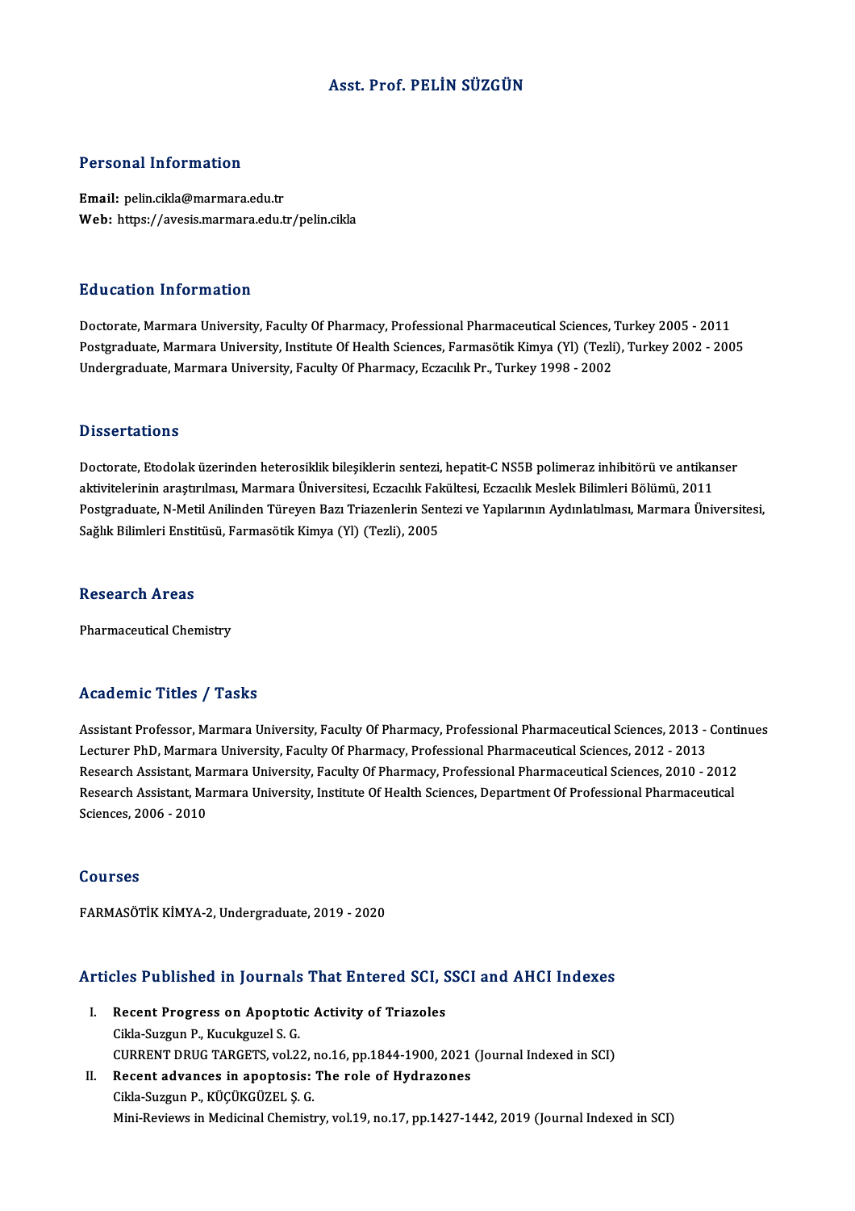# Asst. Prof. PELİN SÜZGÜN

## Personal Information

**Email:** pelin.cikla@marmara.edu.tr
**Web:** https://avesis.marmara.edu.tr/pelin.cikla

## Education Information

Doctorate, Marmara University, Faculty Of Pharmacy, Professional Pharmaceutical Sciences, Turkey 2005 - 2011
Postgraduate, Marmara University, Institute Of Health Sciences, Farmasötik Kimya (Yl) (Tezli), Turkey 2002 - 2005
Undergraduate, Marmara University, Faculty Of Pharmacy, Eczacılık Pr., Turkey 1998 - 2002

## Dissertations

Doctorate, Etodolak üzerinden heterosiklik bileşiklerin sentezi, hepatit-C NS5B polimeraz inhibitörü ve antikanser aktivitelerinin araştırılması, Marmara Üniversitesi, Eczacılık Fakültesi, Eczacılık Meslek Bilimleri Bölümü, 2011
Postgraduate, N-Metil Anilinden Türeyen Bazı Triazenlerin Sentezi ve Yapılarının Aydınlatılması, Marmara Üniversitesi, Sağlık Bilimleri Enstitüsü, Farmasötik Kimya (Yl) (Tezli), 2005

## Research Areas

Pharmaceutical Chemistry

## Academic Titles / Tasks

Assistant Professor, Marmara University, Faculty Of Pharmacy, Professional Pharmaceutical Sciences, 2013 - Continues
Lecturer PhD, Marmara University, Faculty Of Pharmacy, Professional Pharmaceutical Sciences, 2012 - 2013
Research Assistant, Marmara University, Faculty Of Pharmacy, Professional Pharmaceutical Sciences, 2010 - 2012
Research Assistant, Marmara University, Institute Of Health Sciences, Department Of Professional Pharmaceutical Sciences, 2006 - 2010

## Courses

FARMASÖTİK KİMYA-2, Undergraduate, 2019 - 2020

## Articles Published in Journals That Entered SCI, SSCI and AHCI Indexes

I. **Recent Progress on Apoptotic Activity of Triazoles**
Cikla-Suzgun P., Kucukguzel S. G.
CURRENT DRUG TARGETS, vol.22, no.16, pp.1844-1900, 2021 (Journal Indexed in SCI)

II. **Recent advances in apoptosis: The role of Hydrazones**
Cikla-Suzgun P., KÜÇÜKGÜZEL Ş. G.
Mini-Reviews in Medicinal Chemistry, vol.19, no.17, pp.1427-1442, 2019 (Journal Indexed in SCI)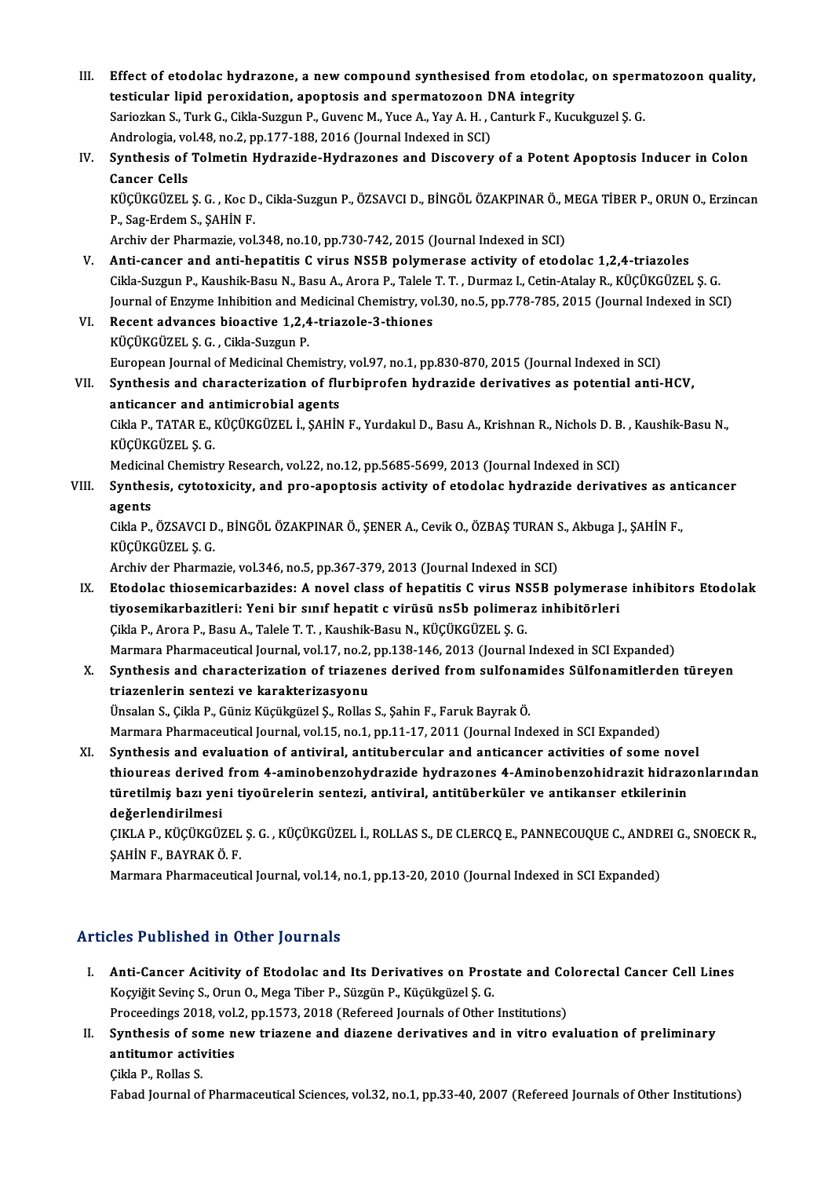III. **Effect of etodolac hydrazone, a new compound synthesised from etodolac, on spermatozoon quality, testicular lipid peroxidation, apoptosis and spermatozoon DNA integrity**
Sariozkan S., Turk G., Cikla-Suzgun P., Guvenc M., Yuce A., Yay A. H. , Canturk F., Kucukguzel Ş. G.
Andrologia, vol.48, no.2, pp.177-188, 2016 (Journal Indexed in SCI)

IV. **Synthesis of Tolmetin Hydrazide-Hydrazones and Discovery of a Potent Apoptosis Inducer in Colon Cancer Cells**
KÜÇÜKGÜZEL Ş. G. , Koc D., Cikla-Suzgun P., ÖZSAVCI D., BİNGÖL ÖZAKPINAR Ö., MEGA TİBER P., ORUN O., Erzincan P., Sag-Erdem S., ŞAHİN F.
Archiv der Pharmazie, vol.348, no.10, pp.730-742, 2015 (Journal Indexed in SCI)

V. **Anti-cancer and anti-hepatitis C virus NS5B polymerase activity of etodolac 1,2,4-triazoles**
Cikla-Suzgun P., Kaushik-Basu N., Basu A., Arora P., Talele T. T. , Durmaz I., Cetin-Atalay R., KÜÇÜKGÜZEL Ş. G.
Journal of Enzyme Inhibition and Medicinal Chemistry, vol.30, no.5, pp.778-785, 2015 (Journal Indexed in SCI)

VI. **Recent advances bioactive 1,2,4-triazole-3-thiones**
KÜÇÜKGÜZEL Ş. G. , Cikla-Suzgun P.
European Journal of Medicinal Chemistry, vol.97, no.1, pp.830-870, 2015 (Journal Indexed in SCI)

VII. **Synthesis and characterization of flurbiprofen hydrazide derivatives as potential anti-HCV, anticancer and antimicrobial agents**
Cikla P., TATAR E., KÜÇÜKGÜZEL İ., ŞAHİN F., Yurdakul D., Basu A., Krishnan R., Nichols D. B. , Kaushik-Basu N., KÜÇÜKGÜZEL Ş. G.
Medicinal Chemistry Research, vol.22, no.12, pp.5685-5699, 2013 (Journal Indexed in SCI)

VIII. **Synthesis, cytotoxicity, and pro-apoptosis activity of etodolac hydrazide derivatives as anticancer agents**
Cikla P., ÖZSAVCI D., BİNGÖL ÖZAKPINAR Ö., ŞENER A., Cevik O., ÖZBAŞ TURAN S., Akbuga J., ŞAHİN F., KÜÇÜKGÜZEL Ş. G.
Archiv der Pharmazie, vol.346, no.5, pp.367-379, 2013 (Journal Indexed in SCI)

IX. **Etodolac thiosemicarbazides: A novel class of hepatitis C virus NS5B polymerase inhibitors Etodolak tiyosemikarbazitleri: Yeni bir sınıf hepatit c virüsü ns5b polimeraz inhibitörleri**
Çikla P., Arora P., Basu A., Talele T. T. , Kaushik-Basu N., KÜÇÜKGÜZEL Ş. G.
Marmara Pharmaceutical Journal, vol.17, no.2, pp.138-146, 2013 (Journal Indexed in SCI Expanded)

X. **Synthesis and characterization of triazenes derived from sulfonamides Sülfonamitlerden türeyen triazenlerin sentezi ve karakterizasyonu**
Ünsalan S., Çikla P., Güniz Küçükgüzel Ş., Rollas S., Şahin F., Faruk Bayrak Ö.
Marmara Pharmaceutical Journal, vol.15, no.1, pp.11-17, 2011 (Journal Indexed in SCI Expanded)

XI. **Synthesis and evaluation of antiviral, antitubercular and anticancer activities of some novel thioureas derived from 4-aminobenzohydrazide hydrazones 4-Aminobenzohidrazit hidrazonlarından türetilmiş bazı yeni tiyoürelerin sentezi, antiviral, antitüberküler ve antikanser etkilerinin değerlendirilmesi**
ÇIKLA P., KÜÇÜKGÜZEL Ş. G. , KÜÇÜKGÜZEL İ., ROLLAS S., DE CLERCQ E., PANNECOUQUE C., ANDREI G., SNOECK R., ŞAHİN F., BAYRAK Ö. F.
Marmara Pharmaceutical Journal, vol.14, no.1, pp.13-20, 2010 (Journal Indexed in SCI Expanded)

## Articles Published in Other Journals

I. **Anti-Cancer Acitivity of Etodolac and Its Derivatives on Prostate and Colorectal Cancer Cell Lines**
Koçyiğit Sevinç S., Orun O., Mega Tiber P., Süzgün P., Küçükgüzel Ş. G.
Proceedings 2018, vol.2, pp.1573, 2018 (Refereed Journals of Other Institutions)

II. **Synthesis of some new triazene and diazene derivatives and in vitro evaluation of preliminary antitumor activities**
Çikla P., Rollas S.
Fabad Journal of Pharmaceutical Sciences, vol.32, no.1, pp.33-40, 2007 (Refereed Journals of Other Institutions)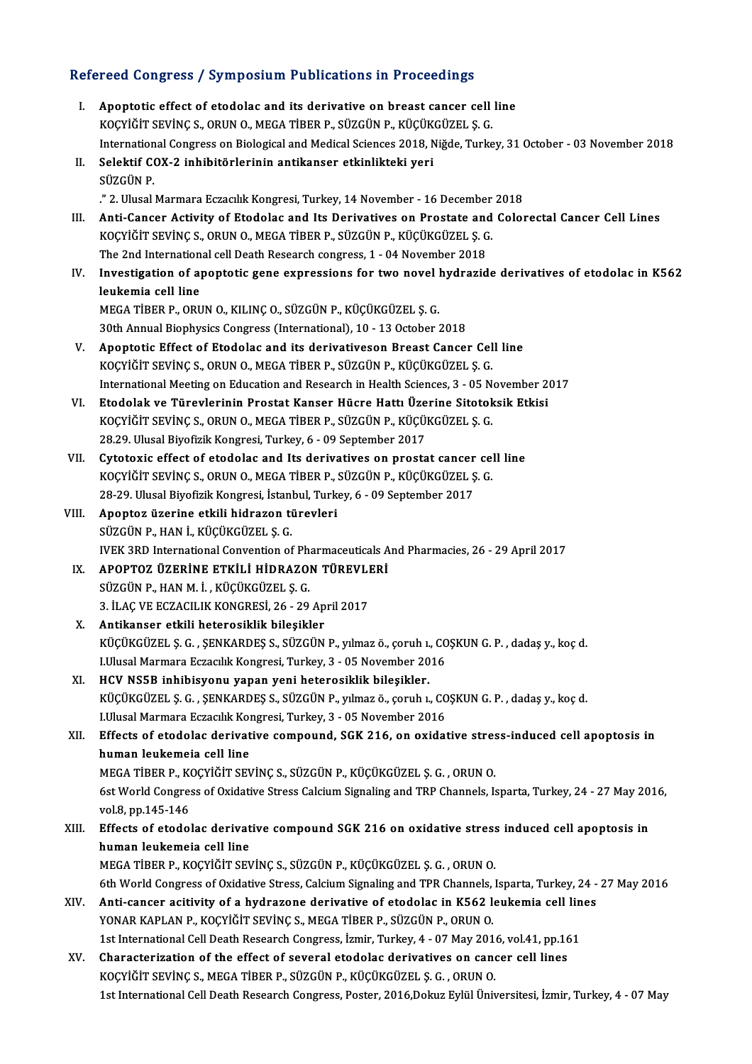## Refereed Congress / Symposium Publications in Proceedings

I. **Apoptotic effect of etodolac and its derivative on breast cancer cell line**
KOÇYİĞİT SEVİNÇ S., ORUN O., MEGA TİBER P., SÜZGÜN P., KÜÇÜKGÜZEL Ş. G.
International Congress on Biological and Medical Sciences 2018, Niğde, Turkey, 31 October - 03 November 2018

II. **Selektif COX-2 inhibitörlerinin antikanser etkinlikteki yeri**
SÜZGÜN P.
." 2. Ulusal Marmara Eczacılık Kongresi, Turkey, 14 November - 16 December 2018

III. **Anti-Cancer Activity of Etodolac and Its Derivatives on Prostate and Colorectal Cancer Cell Lines**
KOÇYİĞİT SEVİNÇ S., ORUN O., MEGA TİBER P., SÜZGÜN P., KÜÇÜKGÜZEL Ş. G.
The 2nd International cell Death Research congress, 1 - 04 November 2018

IV. **Investigation of apoptotic gene expressions for two novel hydrazide derivatives of etodolac in K562 leukemia cell line**
MEGA TİBER P., ORUN O., KILINÇ O., SÜZGÜN P., KÜÇÜKGÜZEL Ş. G.
30th Annual Biophysics Congress (International), 10 - 13 October 2018

V. **Apoptotic Effect of Etodolac and its derivativeson Breast Cancer Cell line**
KOÇYİĞİT SEVİNÇ S., ORUN O., MEGA TİBER P., SÜZGÜN P., KÜÇÜKGÜZEL Ş. G.
International Meeting on Education and Research in Health Sciences, 3 - 05 November 2017

VI. **Etodolak ve Türevlerinin Prostat Kanser Hücre Hattı Üzerine Sitotoksik Etkisi**
KOÇYİĞİT SEVİNÇ S., ORUN O., MEGA TİBER P., SÜZGÜN P., KÜÇÜKGÜZEL Ş. G.
28.29. Ulusal Biyofizik Kongresi, Turkey, 6 - 09 September 2017

VII. **Cytotoxic effect of etodolac and Its derivatives on prostat cancer cell line**
KOÇYİĞİT SEVİNÇ S., ORUN O., MEGA TİBER P., SÜZGÜN P., KÜÇÜKGÜZEL Ş. G.
28-29. Ulusal Biyofizik Kongresi, İstanbul, Turkey, 6 - 09 September 2017

VIII. **Apoptoz üzerine etkili hidrazon türevleri**
SÜZGÜN P., HAN İ., KÜÇÜKGÜZEL Ş. G.
IVEK 3RD International Convention of Pharmaceuticals And Pharmacies, 26 - 29 April 2017

IX. **APOPTOZ ÜZERİNE ETKİLİ HİDRAZON TÜREVLERİ**
SÜZGÜN P., HAN M. İ. , KÜÇÜKGÜZEL Ş. G.
3. İLAÇ VE ECZACILIK KONGRESİ, 26 - 29 April 2017

X. **Antikanser etkili heterosiklik bileşikler**
KÜÇÜKGÜZEL Ş. G. , ŞENKARDEŞ S., SÜZGÜN P., yılmaz ö., çoruh ı., COŞKUN G. P. , dadaş y., koç d.
I.Ulusal Marmara Eczacılık Kongresi, Turkey, 3 - 05 November 2016

XI. **HCV NS5B inhibisyonu yapan yeni heterosiklik bileşikler.**
KÜÇÜKGÜZEL Ş. G. , ŞENKARDEŞ S., SÜZGÜN P., yılmaz ö., çoruh ı., COŞKUN G. P. , dadaş y., koç d.
I.Ulusal Marmara Eczacılık Kongresi, Turkey, 3 - 05 November 2016

XII. **Effects of etodolac derivative compound, SGK 216, on oxidative stress-induced cell apoptosis in human leukemeia cell line**
MEGA TİBER P., KOÇYİĞİT SEVİNÇ S., SÜZGÜN P., KÜÇÜKGÜZEL Ş. G. , ORUN O.
6st World Congress of Oxidative Stress Calcium Signaling and TRP Channels, Isparta, Turkey, 24 - 27 May 2016, vol.8, pp.145-146

XIII. **Effects of etodolac derivative compound SGK 216 on oxidative stress induced cell apoptosis in human leukemeia cell line**
MEGA TİBER P., KOÇYİĞİT SEVİNÇ S., SÜZGÜN P., KÜÇÜKGÜZEL Ş. G. , ORUN O.
6th World Congress of Oxidative Stress, Calcium Signaling and TPR Channels, Isparta, Turkey, 24 - 27 May 2016

XIV. **Anti-cancer acitivity of a hydrazone derivative of etodolac in K562 leukemia cell lines**
YONAR KAPLAN P., KOÇYİĞİT SEVİNÇ S., MEGA TİBER P., SÜZGÜN P., ORUN O.
1st International Cell Death Research Congress, İzmir, Turkey, 4 - 07 May 2016, vol.41, pp.161

XV. **Characterization of the effect of several etodolac derivatives on cancer cell lines**
KOÇYİĞİT SEVİNÇ S., MEGA TİBER P., SÜZGÜN P., KÜÇÜKGÜZEL Ş. G. , ORUN O.
1st International Cell Death Research Congress, Poster, 2016,Dokuz Eylül Üniversitesi, İzmir, Turkey, 4 - 07 May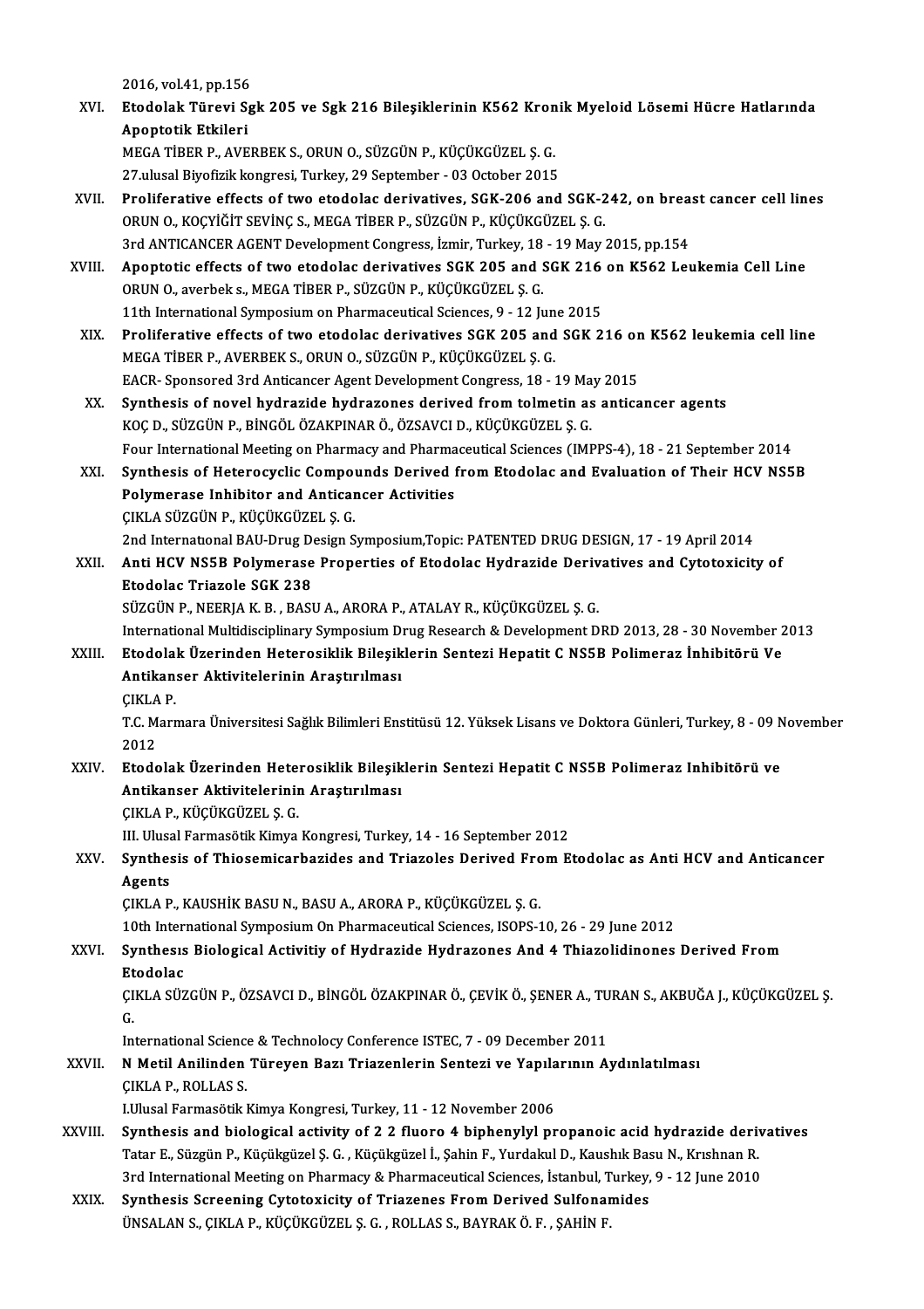2016, vol.41, pp.156

XVI. **Etodolak Türevi Sgk 205 ve Sgk 216 Bileşiklerinin K562 Kronik Myeloid Lösemi Hücre Hatlarında Apoptotik Etkileri**
MEGA TİBER P., AVERBEK S., ORUN O., SÜZGÜN P., KÜÇÜKGÜZEL Ş. G.
27.ulusal Biyofizik kongresi, Turkey, 29 September - 03 October 2015

XVII. **Proliferative effects of two etodolac derivatives, SGK-206 and SGK-242, on breast cancer cell lines**
ORUN O., KOÇYİĞİT SEVİNÇ S., MEGA TİBER P., SÜZGÜN P., KÜÇÜKGÜZEL Ş. G.
3rd ANTICANCER AGENT Development Congress, İzmir, Turkey, 18 - 19 May 2015, pp.154

XVIII. **Apoptotic effects of two etodolac derivatives SGK 205 and SGK 216 on K562 Leukemia Cell Line**
ORUN O., averbek s., MEGA TİBER P., SÜZGÜN P., KÜÇÜKGÜZEL Ş. G.
11th International Symposium on Pharmaceutical Sciences, 9 - 12 June 2015

XIX. **Proliferative effects of two etodolac derivatives SGK 205 and SGK 216 on K562 leukemia cell line**
MEGA TİBER P., AVERBEK S., ORUN O., SÜZGÜN P., KÜÇÜKGÜZEL Ş. G.
EACR- Sponsored 3rd Anticancer Agent Development Congress, 18 - 19 May 2015

XX. **Synthesis of novel hydrazide hydrazones derived from tolmetin as anticancer agents**
KOÇ D., SÜZGÜN P., BİNGÖL ÖZAKPINAR Ö., ÖZSAVCI D., KÜÇÜKGÜZEL Ş. G.
Four International Meeting on Pharmacy and Pharmaceutical Sciences (IMPPS-4), 18 - 21 September 2014

XXI. **Synthesis of Heterocyclic Compounds Derived from Etodolac and Evaluation of Their HCV NS5B Polymerase Inhibitor and Anticancer Activities**
ÇIKLA SÜZGÜN P., KÜÇÜKGÜZEL Ş. G.
2nd International BAU-Drug Design Symposium,Topic: PATENTED DRUG DESIGN, 17 - 19 April 2014

XXII. **Anti HCV NS5B Polymerase Properties of Etodolac Hydrazide Derivatives and Cytotoxicity of Etodolac Triazole SGK 238**
SÜZGÜN P., NEERJA K. B. , BASU A., ARORA P., ATALAY R., KÜÇÜKGÜZEL Ş. G.
International Multidisciplinary Symposium Drug Research & Development DRD 2013, 28 - 30 November 2013

XXIII. **Etodolak Üzerinden Heterosiklik Bileşiklerin Sentezi Hepatit C NS5B Polimeraz İnhibitörü Ve Antikanser Aktivitelerinin Araştırılması**
ÇIKLA P.
T.C. Marmara Üniversitesi Sağlık Bilimleri Enstitüsü 12. Yüksek Lisans ve Doktora Günleri, Turkey, 8 - 09 November 2012

XXIV. **Etodolak Üzerinden Heterosiklik Bileşiklerin Sentezi Hepatit C NS5B Polimeraz Inhibitörü ve Antikanser Aktivitelerinin Araştırılması**
ÇIKLA P., KÜÇÜKGÜZEL Ş. G.
III. Ulusal Farmasötik Kimya Kongresi, Turkey, 14 - 16 September 2012

XXV. **Synthesis of Thiosemicarbazides and Triazoles Derived From Etodolac as Anti HCV and Anticancer Agents**
ÇIKLA P., KAUSHİK BASU N., BASU A., ARORA P., KÜÇÜKGÜZEL Ş. G.
10th International Symposium On Pharmaceutical Sciences, ISOPS-10, 26 - 29 June 2012

XXVI. **Synthesıs Biological Activitiy of Hydrazide Hydrazones And 4 Thiazolidinones Derived From Etodolac**
ÇIKLA SÜZGÜN P., ÖZSAVCI D., BİNGÖL ÖZAKPINAR Ö., ÇEVİK Ö., ŞENER A., TURAN S., AKBUĞA J., KÜÇÜKGÜZEL Ş. G.
International Science & Technolocy Conference ISTEC, 7 - 09 December 2011

XXVII. **N Metil Anilinden Türeyen Bazı Triazenlerin Sentezi ve Yapılarının Aydınlatılması**
ÇIKLA P., ROLLAS S.
I.Ulusal Farmasötik Kimya Kongresi, Turkey, 11 - 12 November 2006

XXVIII. **Synthesis and biological activity of 2 2 fluoro 4 biphenylyl propanoic acid hydrazide derivatives**
Tatar E., Süzgün P., Küçükgüzel Ş. G. , Küçükgüzel İ., Şahin F., Yurdakul D., Kaushık Basu N., Krıshnan R.
3rd International Meeting on Pharmacy & Pharmaceutical Sciences, İstanbul, Turkey, 9 - 12 June 2010

XXIX. **Synthesis Screening Cytotoxicity of Triazenes From Derived Sulfonamides**
ÜNSALAN S., ÇIKLA P., KÜÇÜKGÜZEL Ş. G. , ROLLAS S., BAYRAK Ö. F. , ŞAHİN F.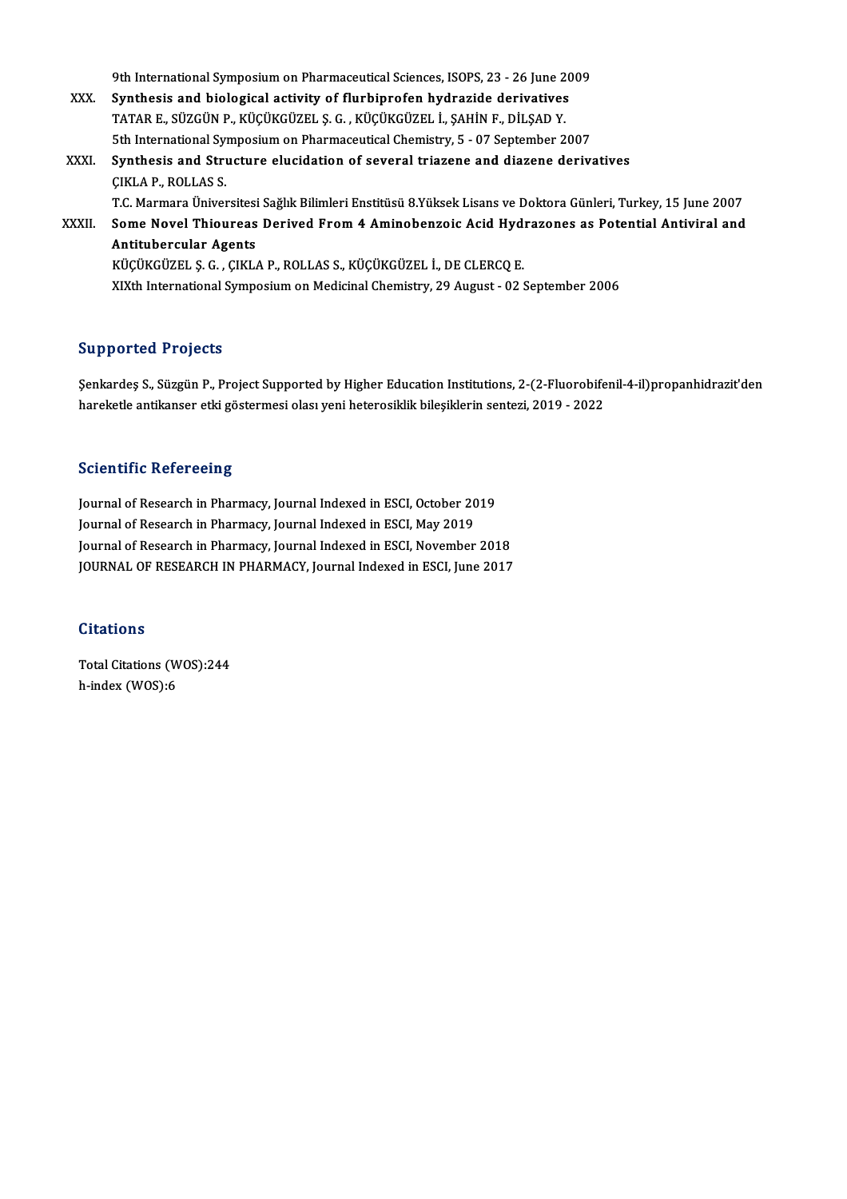9th International Symposium on Pharmaceutical Sciences, ISOPS, 23 - 26 June 2009

XXX. **Synthesis and biological activity of flurbiprofen hydrazide derivatives**
TATAR E., SÜZGÜN P., KÜÇÜKGÜZEL Ş. G. , KÜÇÜKGÜZEL İ., ŞAHİN F., DİLŞAD Y.
5th International Symposium on Pharmaceutical Chemistry, 5 - 07 September 2007

XXXI. **Synthesis and Structure elucidation of several triazene and diazene derivatives**
ÇIKLA P., ROLLAS S.
T.C. Marmara Üniversitesi Sağlık Bilimleri Enstitüsü 8.Yüksek Lisans ve Doktora Günleri, Turkey, 15 June 2007

XXXII. **Some Novel Thioureas Derived From 4 Aminobenzoic Acid Hydrazones as Potential Antiviral and Antitubercular Agents**
KÜÇÜKGÜZEL Ş. G. , ÇIKLA P., ROLLAS S., KÜÇÜKGÜZEL İ., DE CLERCQ E.
XIXth International Symposium on Medicinal Chemistry, 29 August - 02 September 2006

## Supported Projects

Şenkardeş S., Süzgün P., Project Supported by Higher Education Institutions, 2-(2-Fluorobifenil-4-il)propanhidrazit'den hareketle antikanser etki göstermesi olası yeni heterosiklik bileşiklerin sentezi, 2019 - 2022

## Scientific Refereeing

Journal of Research in Pharmacy, Journal Indexed in ESCI, October 2019
Journal of Research in Pharmacy, Journal Indexed in ESCI, May 2019
Journal of Research in Pharmacy, Journal Indexed in ESCI, November 2018
JOURNAL OF RESEARCH IN PHARMACY, Journal Indexed in ESCI, June 2017

## Citations

Total Citations (WOS):244
h-index (WOS):6